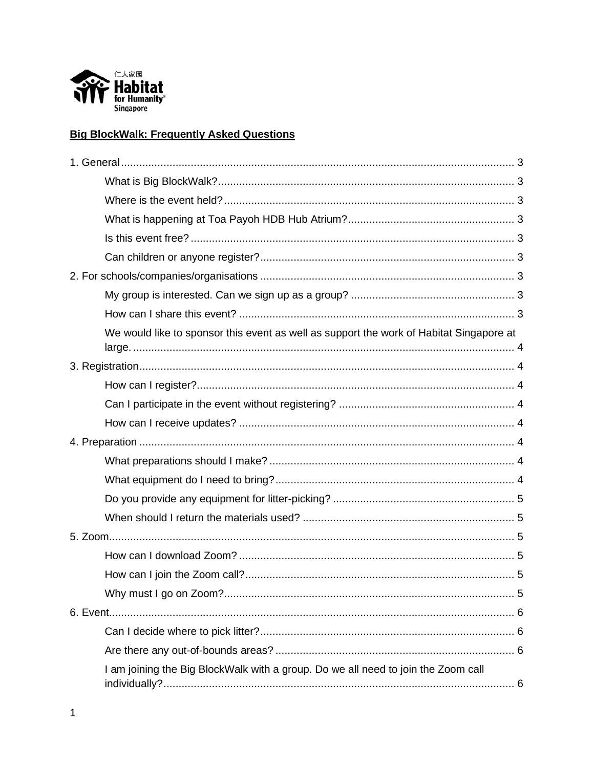仁人家园 Habitat for Humanity® Singapore

**Big BlockWalk: Frequently Asked Questions**

1. General ..... 3
   - What is Big BlockWalk? ..... 3
   - Where is the event held? ..... 3
   - What is happening at Toa Payoh HDB Hub Atrium? ..... 3
   - Is this event free? ..... 3
   - Can children or anyone register? ..... 3
2. For schools/companies/organisations ..... 3
   - My group is interested. Can we sign up as a group? ..... 3
   - How can I share this event? ..... 3
   - We would like to sponsor this event as well as support the work of Habitat Singapore at large. ..... 4
3. Registration ..... 4
   - How can I register? ..... 4
   - Can I participate in the event without registering? ..... 4
   - How can I receive updates? ..... 4
4. Preparation ..... 4
   - What preparations should I make? ..... 4
   - What equipment do I need to bring? ..... 4
   - Do you provide any equipment for litter-picking? ..... 5
   - When should I return the materials used? ..... 5
5. Zoom ..... 5
   - How can I download Zoom? ..... 5
   - How can I join the Zoom call? ..... 5
   - Why must I go on Zoom? ..... 5
6. Event ..... 6
   - Can I decide where to pick litter? ..... 6
   - Are there any out-of-bounds areas? ..... 6
   - I am joining the Big BlockWalk with a group. Do we all need to join the Zoom call individually? ..... 6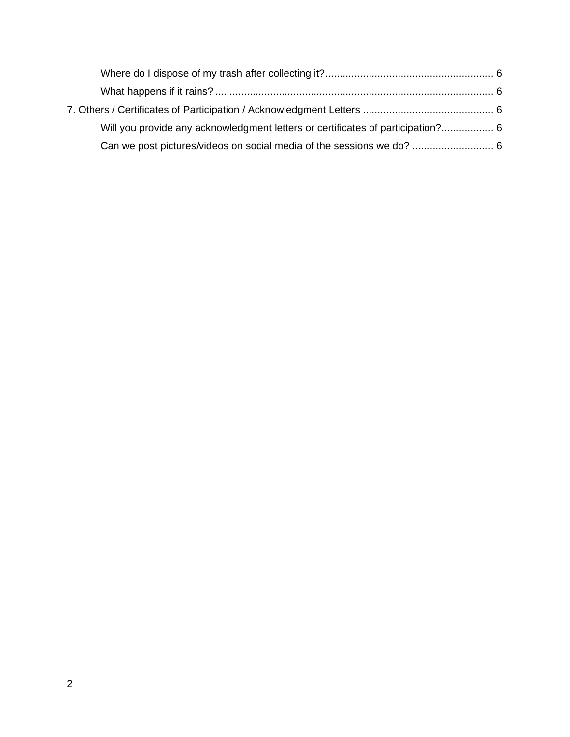Where do I dispose of my trash after collecting it? ........................................................ 6

What happens if it rains? ........................................................................................ 6

7. Others / Certificates of Participation / Acknowledgment Letters ............................................ 6

Will you provide any acknowledgment letters or certificates of participation? .................. 6

Can we post pictures/videos on social media of the sessions we do? ............................ 6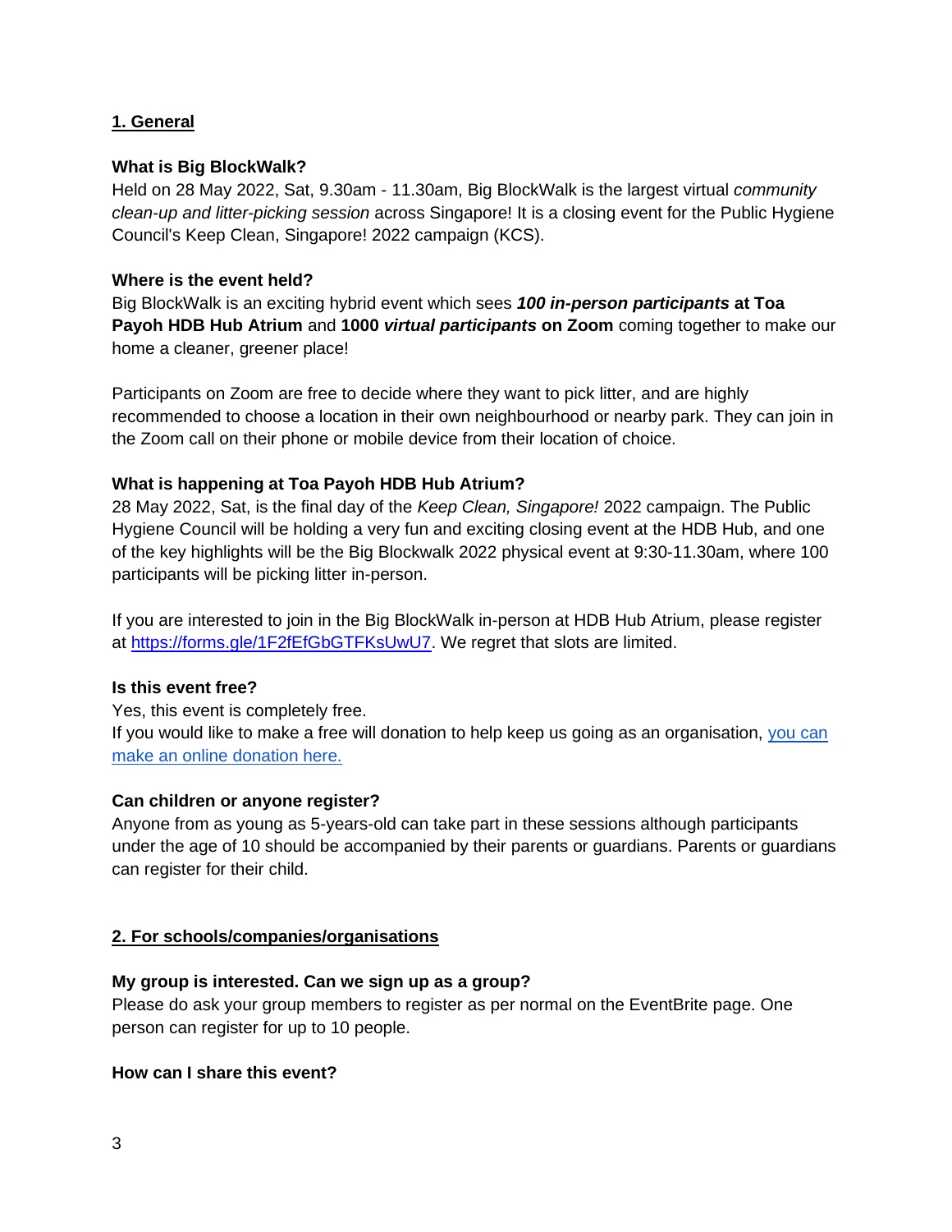## 1. General

**What is Big BlockWalk?**
Held on 28 May 2022, Sat, 9.30am - 11.30am, Big BlockWalk is the largest virtual *community clean-up and litter-picking session* across Singapore! It is a closing event for the Public Hygiene Council's Keep Clean, Singapore! 2022 campaign (KCS).

**Where is the event held?**
Big BlockWalk is an exciting hybrid event which sees ***100 in-person participants*** **at Toa Payoh HDB Hub Atrium** and **1000 *virtual participants* on Zoom** coming together to make our home a cleaner, greener place!

Participants on Zoom are free to decide where they want to pick litter, and are highly recommended to choose a location in their own neighbourhood or nearby park. They can join in the Zoom call on their phone or mobile device from their location of choice.

**What is happening at Toa Payoh HDB Hub Atrium?**
28 May 2022, Sat, is the final day of the *Keep Clean, Singapore!* 2022 campaign. The Public Hygiene Council will be holding a very fun and exciting closing event at the HDB Hub, and one of the key highlights will be the Big Blockwalk 2022 physical event at 9:30-11.30am, where 100 participants will be picking litter in-person.

If you are interested to join in the Big BlockWalk in-person at HDB Hub Atrium, please register at [https://forms.gle/1F2fEfGbGTFKsUwU7](https://forms.gle/1F2fEfGbGTFKsUwU7). We regret that slots are limited.

**Is this event free?**
Yes, this event is completely free.
If you would like to make a free will donation to help keep us going as an organisation, [you can make an online donation here.]()

**Can children or anyone register?**
Anyone from as young as 5-years-old can take part in these sessions although participants under the age of 10 should be accompanied by their parents or guardians. Parents or guardians can register for their child.

## 2. For schools/companies/organisations

**My group is interested. Can we sign up as a group?**
Please do ask your group members to register as per normal on the EventBrite page. One person can register for up to 10 people.

**How can I share this event?**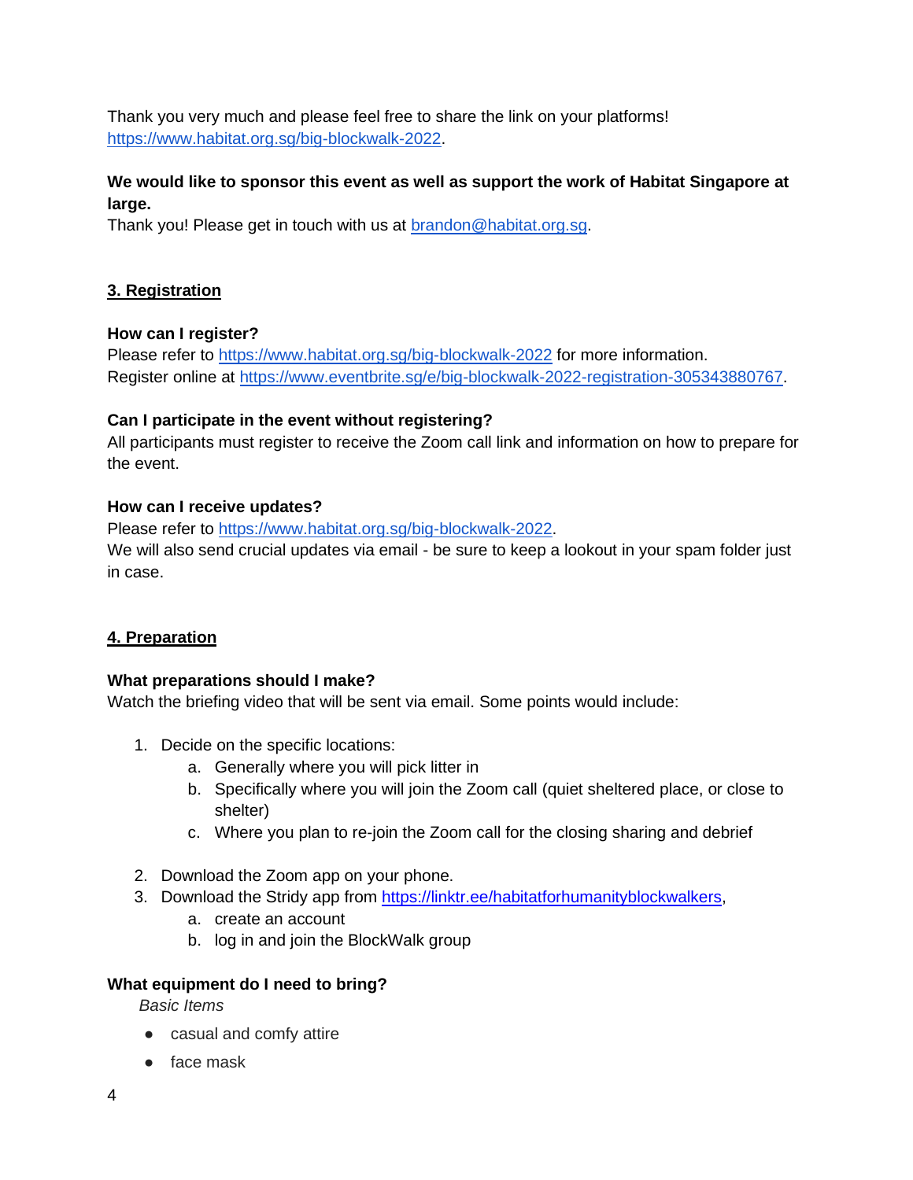Thank you very much and please feel free to share the link on your platforms! https://www.habitat.org.sg/big-blockwalk-2022.

**We would like to sponsor this event as well as support the work of Habitat Singapore at large.**
Thank you! Please get in touch with us at brandon@habitat.org.sg.

## 3. Registration

**How can I register?**
Please refer to https://www.habitat.org.sg/big-blockwalk-2022 for more information.
Register online at https://www.eventbrite.sg/e/big-blockwalk-2022-registration-305343880767.

**Can I participate in the event without registering?**
All participants must register to receive the Zoom call link and information on how to prepare for the event.

**How can I receive updates?**
Please refer to https://www.habitat.org.sg/big-blockwalk-2022.
We will also send crucial updates via email - be sure to keep a lookout in your spam folder just in case.

## 4. Preparation

**What preparations should I make?**
Watch the briefing video that will be sent via email. Some points would include:

1. Decide on the specific locations:
    a. Generally where you will pick litter in
    b. Specifically where you will join the Zoom call (quiet sheltered place, or close to shelter)
    c. Where you plan to re-join the Zoom call for the closing sharing and debrief
2. Download the Zoom app on your phone.
3. Download the Stridy app from https://linktr.ee/habitatforhumanityblockwalkers,
    a. create an account
    b. log in and join the BlockWalk group

**What equipment do I need to bring?**

*Basic Items*

- casual and comfy attire
- face mask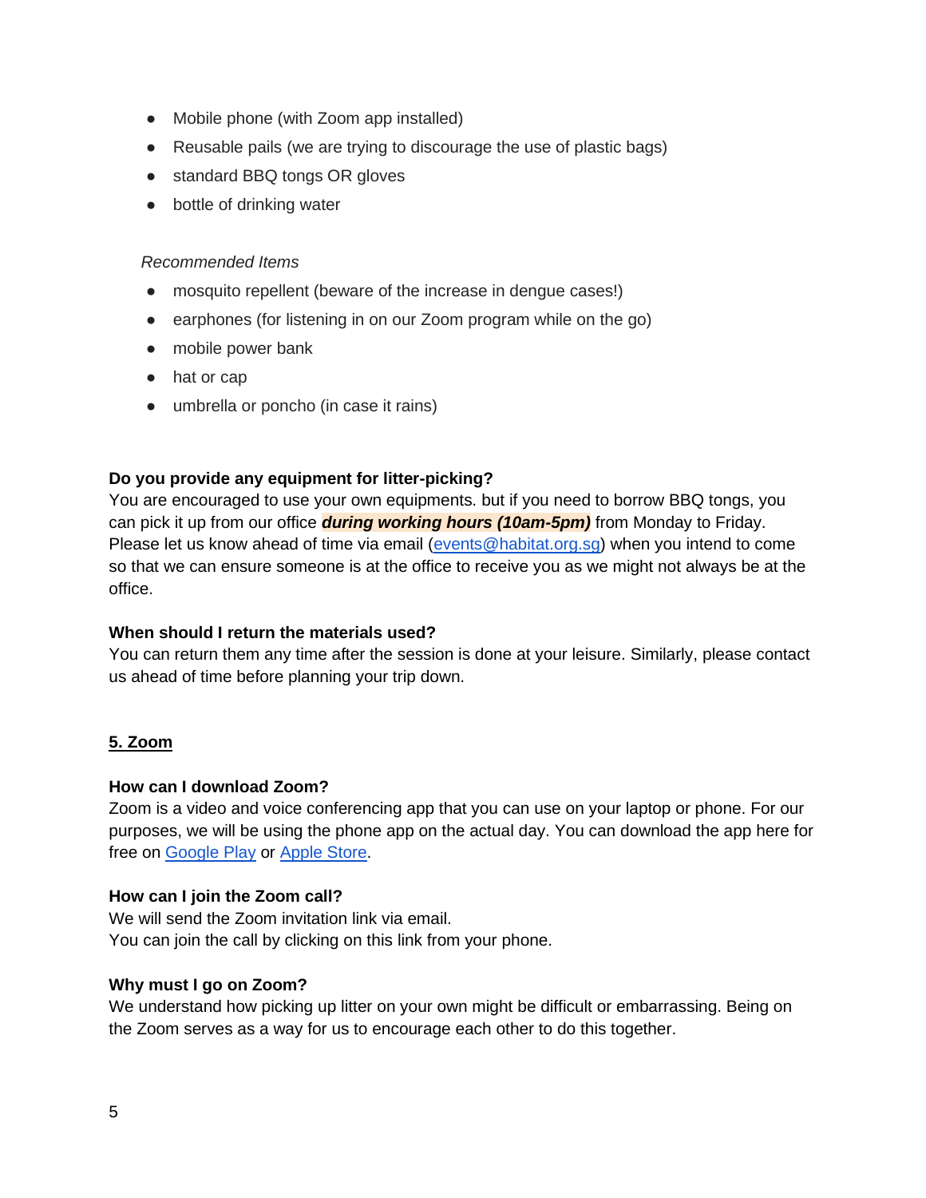- Mobile phone (with Zoom app installed)
- Reusable pails (we are trying to discourage the use of plastic bags)
- standard BBQ tongs OR gloves
- bottle of drinking water

*Recommended Items*

- mosquito repellent (beware of the increase in dengue cases!)
- earphones (for listening in on our Zoom program while on the go)
- mobile power bank
- hat or cap
- umbrella or poncho (in case it rains)

**Do you provide any equipment for litter-picking?**

You are encouraged to use your own equipments. but if you need to borrow BBQ tongs, you can pick it up from our office ***during working hours (10am-5pm)*** from Monday to Friday. Please let us know ahead of time via email ([events@habitat.org.sg](mailto:events@habitat.org.sg)) when you intend to come so that we can ensure someone is at the office to receive you as we might not always be at the office.

**When should I return the materials used?**

You can return them any time after the session is done at your leisure. Similarly, please contact us ahead of time before planning your trip down.

## 5. Zoom

**How can I download Zoom?**

Zoom is a video and voice conferencing app that you can use on your laptop or phone. For our purposes, we will be using the phone app on the actual day. You can download the app here for free on Google Play or Apple Store.

**How can I join the Zoom call?**

We will send the Zoom invitation link via email.
You can join the call by clicking on this link from your phone.

**Why must I go on Zoom?**

We understand how picking up litter on your own might be difficult or embarrassing. Being on the Zoom serves as a way for us to encourage each other to do this together.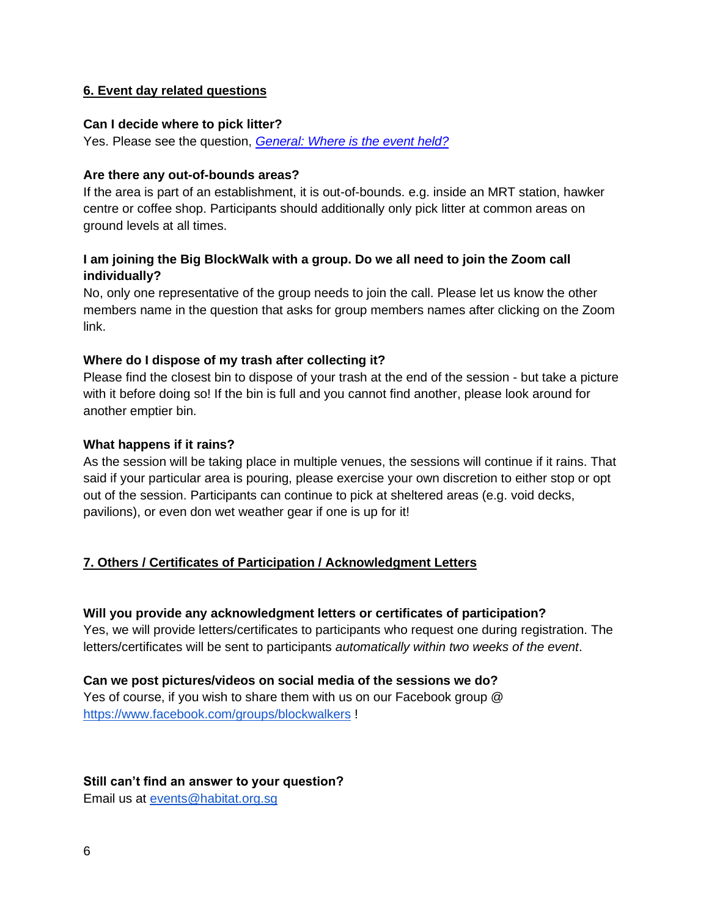## 6. Event day related questions

**Can I decide where to pick litter?**
Yes. Please see the question, *General: Where is the event held?*

**Are there any out-of-bounds areas?**
If the area is part of an establishment, it is out-of-bounds. e.g. inside an MRT station, hawker centre or coffee shop. Participants should additionally only pick litter at common areas on ground levels at all times.

**I am joining the Big BlockWalk with a group. Do we all need to join the Zoom call individually?**
No, only one representative of the group needs to join the call. Please let us know the other members name in the question that asks for group members names after clicking on the Zoom link.

**Where do I dispose of my trash after collecting it?**
Please find the closest bin to dispose of your trash at the end of the session - but take a picture with it before doing so! If the bin is full and you cannot find another, please look around for another emptier bin.

**What happens if it rains?**
As the session will be taking place in multiple venues, the sessions will continue if it rains. That said if your particular area is pouring, please exercise your own discretion to either stop or opt out of the session. Participants can continue to pick at sheltered areas (e.g. void decks, pavilions), or even don wet weather gear if one is up for it!

## 7. Others / Certificates of Participation / Acknowledgment Letters

**Will you provide any acknowledgment letters or certificates of participation?**
Yes, we will provide letters/certificates to participants who request one during registration. The letters/certificates will be sent to participants *automatically within two weeks of the event*.

**Can we post pictures/videos on social media of the sessions we do?**
Yes of course, if you wish to share them with us on our Facebook group @ https://www.facebook.com/groups/blockwalkers !

**Still can't find an answer to your question?**
Email us at events@habitat.org.sg